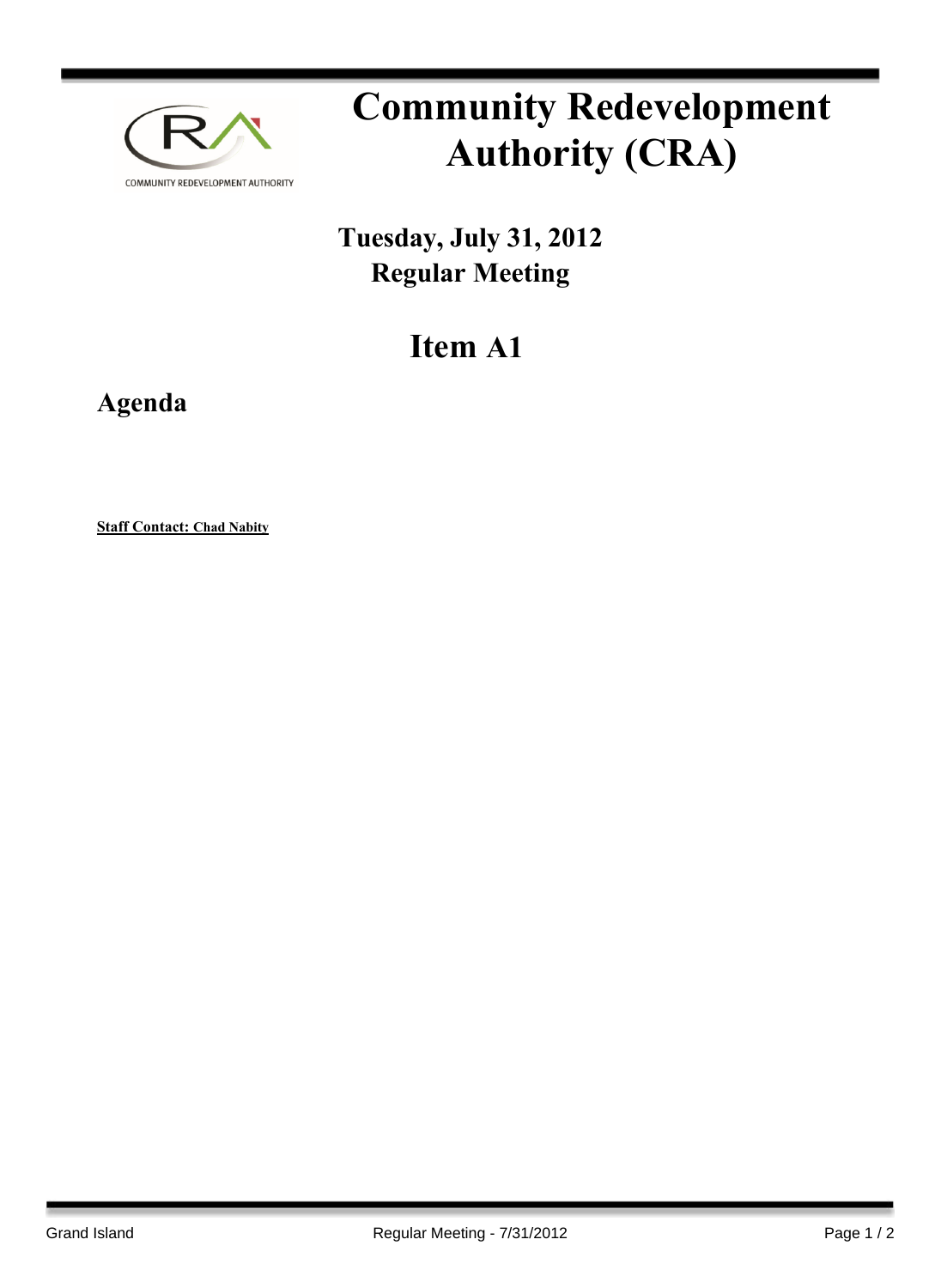# Community Redevelopment Authority (CRA)

**Tuesday, July 31, 2012**
**Regular Meeting**

## Item A1

### Agenda

**Staff Contact: Chad Nabity**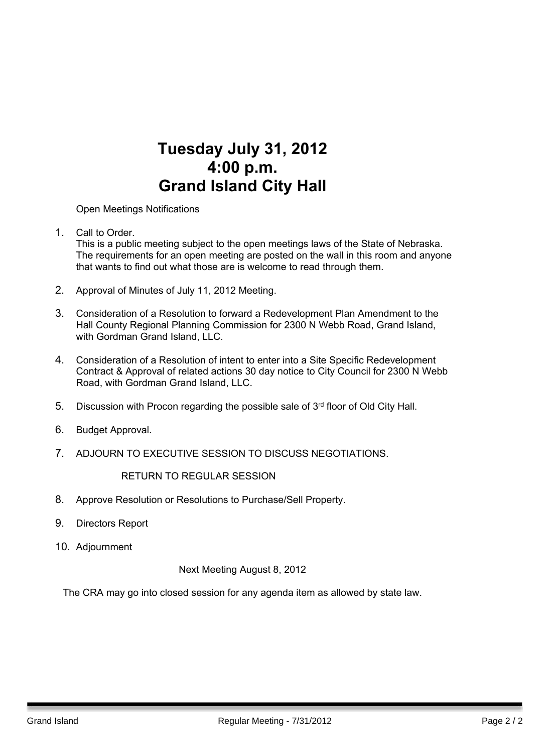# Tuesday July 31, 2012
# 4:00 p.m.
# Grand Island City Hall

Open Meetings Notifications

1. Call to Order.
   This is a public meeting subject to the open meetings laws of the State of Nebraska. The requirements for an open meeting are posted on the wall in this room and anyone that wants to find out what those are is welcome to read through them.

2. Approval of Minutes of July 11, 2012 Meeting.

3. Consideration of a Resolution to forward a Redevelopment Plan Amendment to the Hall County Regional Planning Commission for 2300 N Webb Road, Grand Island, with Gordman Grand Island, LLC.

4. Consideration of a Resolution of intent to enter into a Site Specific Redevelopment Contract & Approval of related actions 30 day notice to City Council for 2300 N Webb Road, with Gordman Grand Island, LLC.

5. Discussion with Procon regarding the possible sale of 3rd floor of Old City Hall.

6. Budget Approval.

7. ADJOURN TO EXECUTIVE SESSION TO DISCUSS NEGOTIATIONS.

   RETURN TO REGULAR SESSION

8. Approve Resolution or Resolutions to Purchase/Sell Property.

9. Directors Report

10. Adjournment

Next Meeting August 8, 2012

The CRA may go into closed session for any agenda item as allowed by state law.